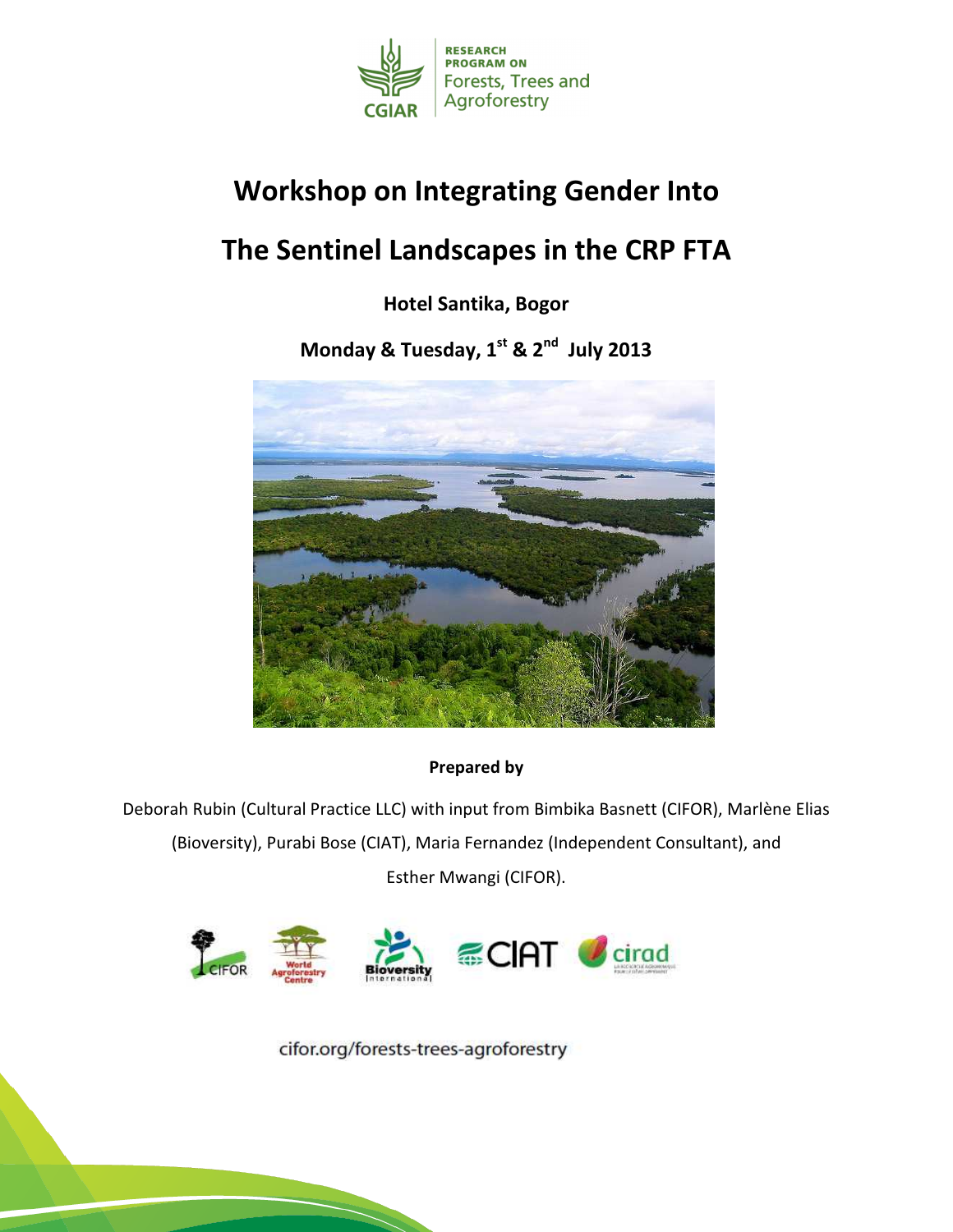RESEARCH PROGRAM ON Forests, Trees and Agroforestry

# Workshop on Integrating Gender Into The Sentinel Landscapes in the CRP FTA

**Hotel Santika, Bogor**

**Monday & Tuesday, 1st & 2nd July 2013**

**Prepared by**

Deborah Rubin (Cultural Practice LLC) with input from Bimbika Basnett (CIFOR), Marlène Elias (Bioversity), Purabi Bose (CIAT), Maria Fernandez (Independent Consultant), and Esther Mwangi (CIFOR).

cifor.org/forests-trees-agroforestry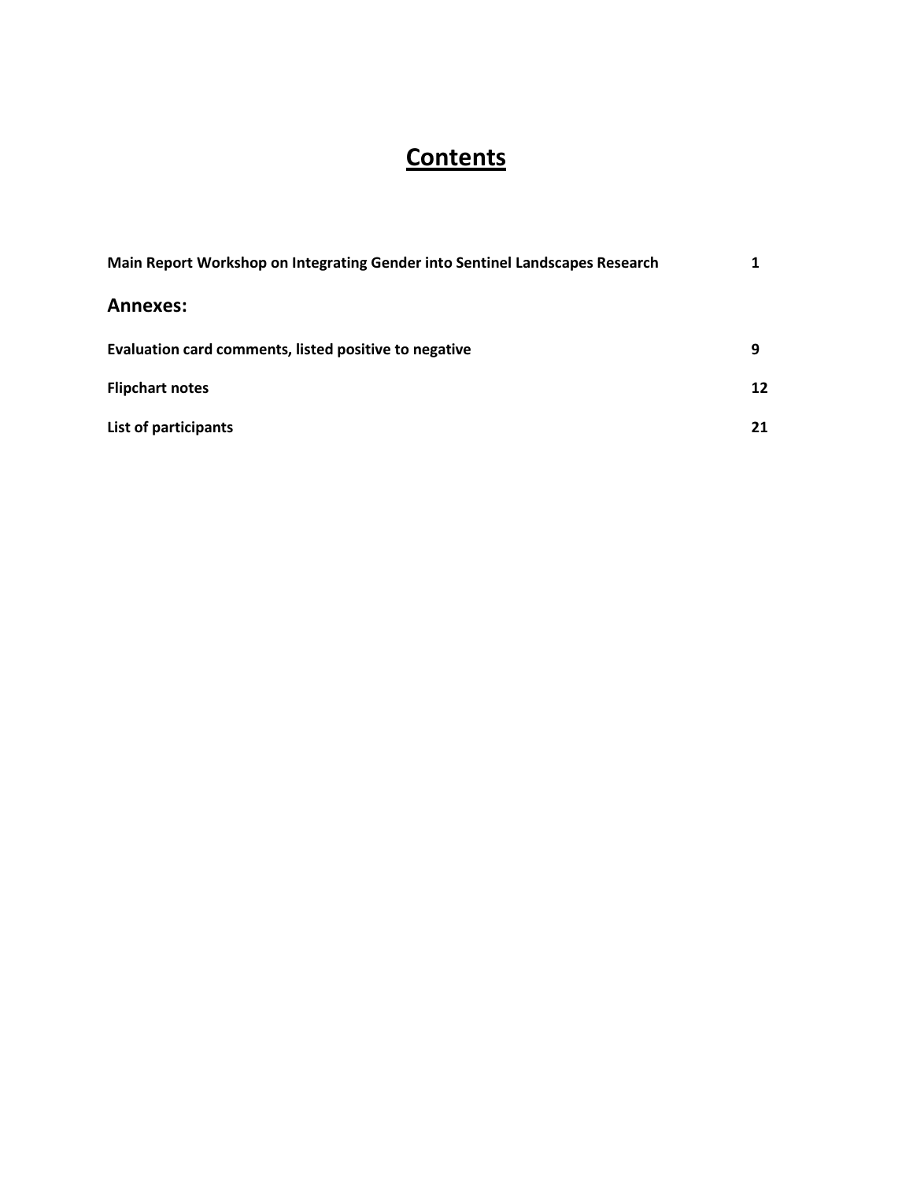# Contents

| | |
|---|---|
| **Main Report Workshop on Integrating Gender into Sentinel Landscapes Research** | **1** |

## Annexes:

| | |
|---|---|
| **Evaluation card comments, listed positive to negative** | **9** |
| **Flipchart notes** | **12** |
| **List of participants** | **21** |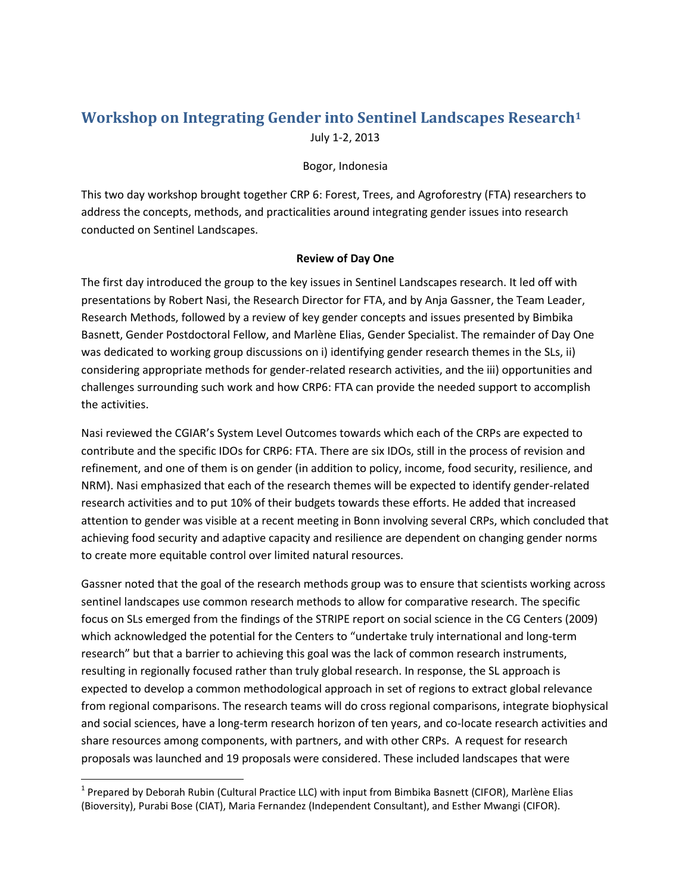# Workshop on Integrating Gender into Sentinel Landscapes Research[1]

July 1-2, 2013

Bogor, Indonesia

This two day workshop brought together CRP 6: Forest, Trees, and Agroforestry (FTA) researchers to address the concepts, methods, and practicalities around integrating gender issues into research conducted on Sentinel Landscapes.

**Review of Day One**

The first day introduced the group to the key issues in Sentinel Landscapes research. It led off with presentations by Robert Nasi, the Research Director for FTA, and by Anja Gassner, the Team Leader, Research Methods, followed by a review of key gender concepts and issues presented by Bimbika Basnett, Gender Postdoctoral Fellow, and Marlène Elias, Gender Specialist. The remainder of Day One was dedicated to working group discussions on i) identifying gender research themes in the SLs, ii) considering appropriate methods for gender-related research activities, and the iii) opportunities and challenges surrounding such work and how CRP6: FTA can provide the needed support to accomplish the activities.

Nasi reviewed the CGIAR's System Level Outcomes towards which each of the CRPs are expected to contribute and the specific IDOs for CRP6: FTA. There are six IDOs, still in the process of revision and refinement, and one of them is on gender (in addition to policy, income, food security, resilience, and NRM). Nasi emphasized that each of the research themes will be expected to identify gender-related research activities and to put 10% of their budgets towards these efforts. He added that increased attention to gender was visible at a recent meeting in Bonn involving several CRPs, which concluded that achieving food security and adaptive capacity and resilience are dependent on changing gender norms to create more equitable control over limited natural resources.

Gassner noted that the goal of the research methods group was to ensure that scientists working across sentinel landscapes use common research methods to allow for comparative research. The specific focus on SLs emerged from the findings of the STRIPE report on social science in the CG Centers (2009) which acknowledged the potential for the Centers to "undertake truly international and long-term research" but that a barrier to achieving this goal was the lack of common research instruments, resulting in regionally focused rather than truly global research. In response, the SL approach is expected to develop a common methodological approach in set of regions to extract global relevance from regional comparisons. The research teams will do cross regional comparisons, integrate biophysical and social sciences, have a long-term research horizon of ten years, and co-locate research activities and share resources among components, with partners, and with other CRPs. A request for research proposals was launched and 19 proposals were considered. These included landscapes that were

[1] Prepared by Deborah Rubin (Cultural Practice LLC) with input from Bimbika Basnett (CIFOR), Marlène Elias (Bioversity), Purabi Bose (CIAT), Maria Fernandez (Independent Consultant), and Esther Mwangi (CIFOR).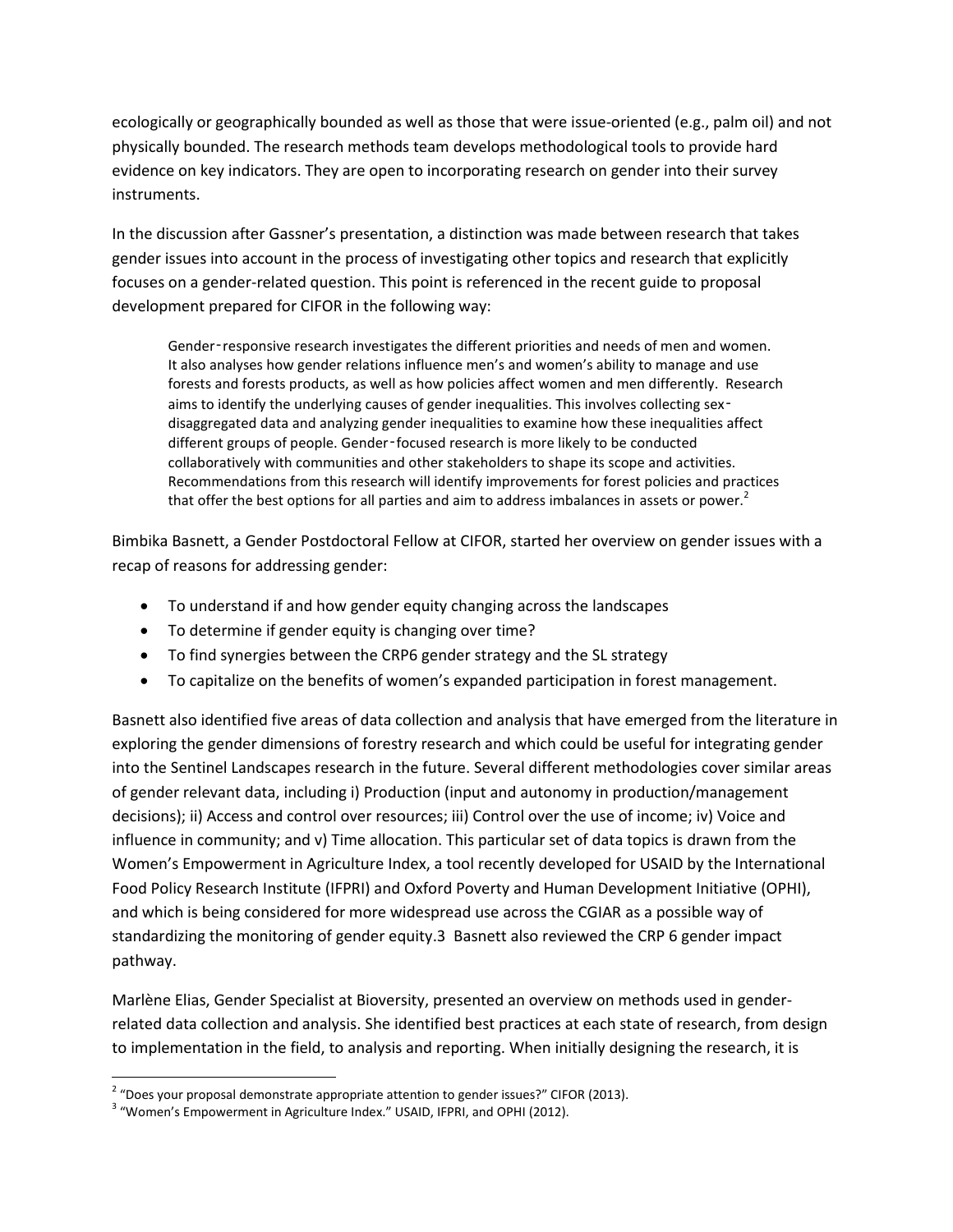ecologically or geographically bounded as well as those that were issue-oriented (e.g., palm oil) and not physically bounded. The research methods team develops methodological tools to provide hard evidence on key indicators. They are open to incorporating research on gender into their survey instruments.

In the discussion after Gassner's presentation, a distinction was made between research that takes gender issues into account in the process of investigating other topics and research that explicitly focuses on a gender-related question. This point is referenced in the recent guide to proposal development prepared for CIFOR in the following way:

> Gender‐responsive research investigates the different priorities and needs of men and women. It also analyses how gender relations influence men's and women's ability to manage and use forests and forests products, as well as how policies affect women and men differently. Research aims to identify the underlying causes of gender inequalities. This involves collecting sex‐disaggregated data and analyzing gender inequalities to examine how these inequalities affect different groups of people. Gender‐focused research is more likely to be conducted collaboratively with communities and other stakeholders to shape its scope and activities. Recommendations from this research will identify improvements for forest policies and practices that offer the best options for all parties and aim to address imbalances in assets or power.[2]

Bimbika Basnett, a Gender Postdoctoral Fellow at CIFOR, started her overview on gender issues with a recap of reasons for addressing gender:

- To understand if and how gender equity changing across the landscapes
- To determine if gender equity is changing over time?
- To find synergies between the CRP6 gender strategy and the SL strategy
- To capitalize on the benefits of women's expanded participation in forest management.

Basnett also identified five areas of data collection and analysis that have emerged from the literature in exploring the gender dimensions of forestry research and which could be useful for integrating gender into the Sentinel Landscapes research in the future. Several different methodologies cover similar areas of gender relevant data, including i) Production (input and autonomy in production/management decisions); ii) Access and control over resources; iii) Control over the use of income; iv) Voice and influence in community; and v) Time allocation. This particular set of data topics is drawn from the Women's Empowerment in Agriculture Index, a tool recently developed for USAID by the International Food Policy Research Institute (IFPRI) and Oxford Poverty and Human Development Initiative (OPHI), and which is being considered for more widespread use across the CGIAR as a possible way of standardizing the monitoring of gender equity.3 Basnett also reviewed the CRP 6 gender impact pathway.

Marlène Elias, Gender Specialist at Bioversity, presented an overview on methods used in gender-related data collection and analysis. She identified best practices at each state of research, from design to implementation in the field, to analysis and reporting. When initially designing the research, it is

---

[2] "Does your proposal demonstrate appropriate attention to gender issues?" CIFOR (2013).

[3] "Women's Empowerment in Agriculture Index." USAID, IFPRI, and OPHI (2012).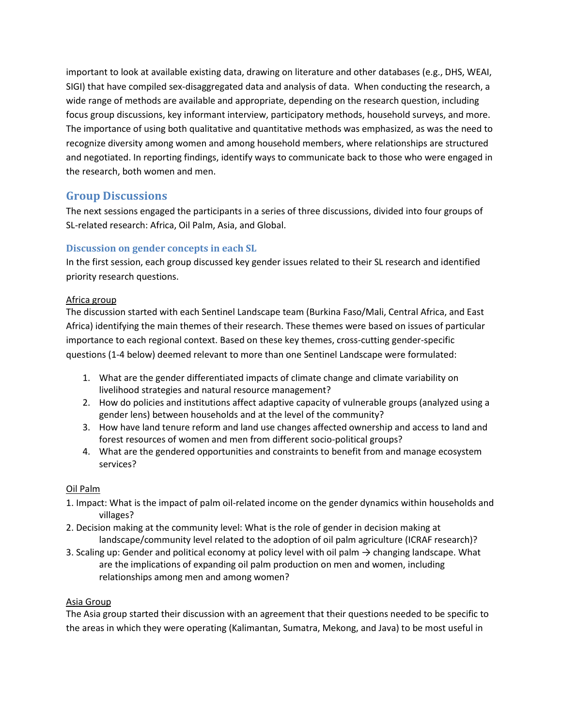important to look at available existing data, drawing on literature and other databases (e.g., DHS, WEAI, SIGI) that have compiled sex-disaggregated data and analysis of data. When conducting the research, a wide range of methods are available and appropriate, depending on the research question, including focus group discussions, key informant interview, participatory methods, household surveys, and more. The importance of using both qualitative and quantitative methods was emphasized, as was the need to recognize diversity among women and among household members, where relationships are structured and negotiated. In reporting findings, identify ways to communicate back to those who were engaged in the research, both women and men.

## Group Discussions

The next sessions engaged the participants in a series of three discussions, divided into four groups of SL-related research: Africa, Oil Palm, Asia, and Global.

### Discussion on gender concepts in each SL

In the first session, each group discussed key gender issues related to their SL research and identified priority research questions.

Africa group

The discussion started with each Sentinel Landscape team (Burkina Faso/Mali, Central Africa, and East Africa) identifying the main themes of their research. These themes were based on issues of particular importance to each regional context. Based on these key themes, cross-cutting gender-specific questions (1-4 below) deemed relevant to more than one Sentinel Landscape were formulated:

1. What are the gender differentiated impacts of climate change and climate variability on livelihood strategies and natural resource management?
2. How do policies and institutions affect adaptive capacity of vulnerable groups (analyzed using a gender lens) between households and at the level of the community?
3. How have land tenure reform and land use changes affected ownership and access to land and forest resources of women and men from different socio-political groups?
4. What are the gendered opportunities and constraints to benefit from and manage ecosystem services?

Oil Palm

1. Impact: What is the impact of palm oil-related income on the gender dynamics within households and villages?
2. Decision making at the community level: What is the role of gender in decision making at landscape/community level related to the adoption of oil palm agriculture (ICRAF research)?
3. Scaling up: Gender and political economy at policy level with oil palm → changing landscape. What are the implications of expanding oil palm production on men and women, including relationships among men and among women?

Asia Group

The Asia group started their discussion with an agreement that their questions needed to be specific to the areas in which they were operating (Kalimantan, Sumatra, Mekong, and Java) to be most useful in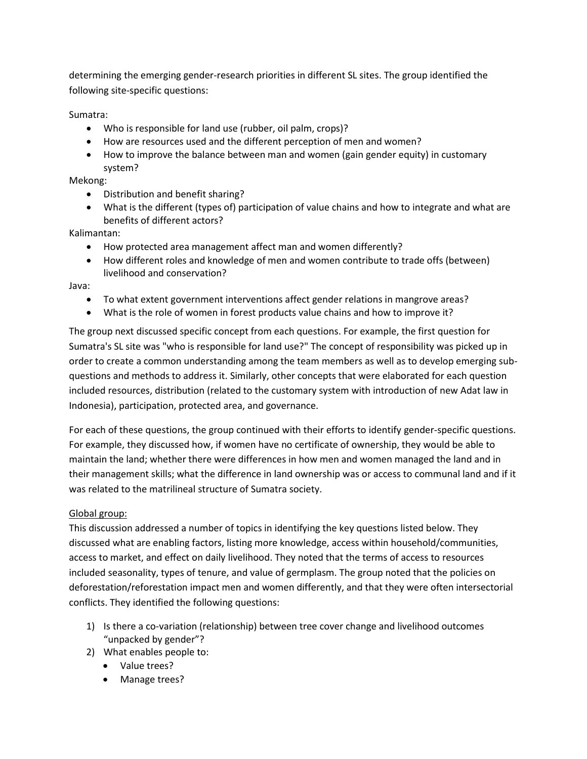determining the emerging gender-research priorities in different SL sites. The group identified the following site-specific questions:

Sumatra:

- Who is responsible for land use (rubber, oil palm, crops)?
- How are resources used and the different perception of men and women?
- How to improve the balance between man and women (gain gender equity) in customary system?

Mekong:

- Distribution and benefit sharing?
- What is the different (types of) participation of value chains and how to integrate and what are benefits of different actors?

Kalimantan:

- How protected area management affect man and women differently?
- How different roles and knowledge of men and women contribute to trade offs (between) livelihood and conservation?

Java:

- To what extent government interventions affect gender relations in mangrove areas?
- What is the role of women in forest products value chains and how to improve it?

The group next discussed specific concept from each questions. For example, the first question for Sumatra's SL site was "who is responsible for land use?" The concept of responsibility was picked up in order to create a common understanding among the team members as well as to develop emerging sub-questions and methods to address it. Similarly, other concepts that were elaborated for each question included resources, distribution (related to the customary system with introduction of new Adat law in Indonesia), participation, protected area, and governance.

For each of these questions, the group continued with their efforts to identify gender-specific questions. For example, they discussed how, if women have no certificate of ownership, they would be able to maintain the land; whether there were differences in how men and women managed the land and in their management skills; what the difference in land ownership was or access to communal land and if it was related to the matrilineal structure of Sumatra society.

<u>Global group:</u>

This discussion addressed a number of topics in identifying the key questions listed below. They discussed what are enabling factors, listing more knowledge, access within household/communities, access to market, and effect on daily livelihood. They noted that the terms of access to resources included seasonality, types of tenure, and value of germplasm. The group noted that the policies on deforestation/reforestation impact men and women differently, and that they were often intersectorial conflicts. They identified the following questions:

1) Is there a co-variation (relationship) between tree cover change and livelihood outcomes "unpacked by gender"?
2) What enables people to:
   - Value trees?
   - Manage trees?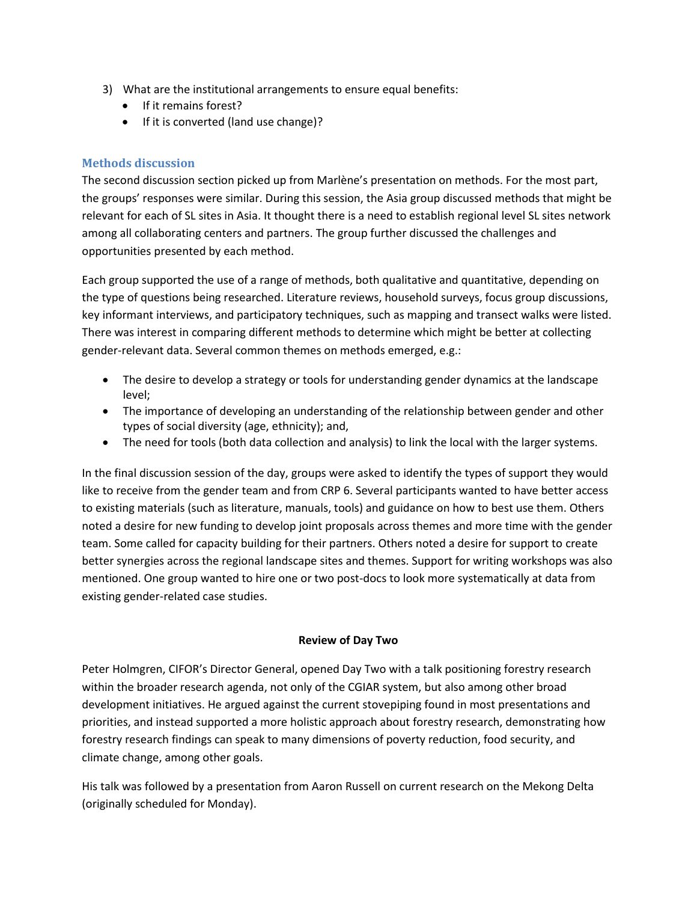3) What are the institutional arrangements to ensure equal benefits:
    - If it remains forest?
    - If it is converted (land use change)?

### Methods discussion

The second discussion section picked up from Marlène's presentation on methods. For the most part, the groups' responses were similar. During this session, the Asia group discussed methods that might be relevant for each of SL sites in Asia. It thought there is a need to establish regional level SL sites network among all collaborating centers and partners. The group further discussed the challenges and opportunities presented by each method.

Each group supported the use of a range of methods, both qualitative and quantitative, depending on the type of questions being researched. Literature reviews, household surveys, focus group discussions, key informant interviews, and participatory techniques, such as mapping and transect walks were listed. There was interest in comparing different methods to determine which might be better at collecting gender-relevant data. Several common themes on methods emerged, e.g.:

- The desire to develop a strategy or tools for understanding gender dynamics at the landscape level;
- The importance of developing an understanding of the relationship between gender and other types of social diversity (age, ethnicity); and,
- The need for tools (both data collection and analysis) to link the local with the larger systems.

In the final discussion session of the day, groups were asked to identify the types of support they would like to receive from the gender team and from CRP 6. Several participants wanted to have better access to existing materials (such as literature, manuals, tools) and guidance on how to best use them. Others noted a desire for new funding to develop joint proposals across themes and more time with the gender team. Some called for capacity building for their partners. Others noted a desire for support to create better synergies across the regional landscape sites and themes. Support for writing workshops was also mentioned. One group wanted to hire one or two post-docs to look more systematically at data from existing gender-related case studies.

## Review of Day Two

Peter Holmgren, CIFOR's Director General, opened Day Two with a talk positioning forestry research within the broader research agenda, not only of the CGIAR system, but also among other broad development initiatives. He argued against the current stovepiping found in most presentations and priorities, and instead supported a more holistic approach about forestry research, demonstrating how forestry research findings can speak to many dimensions of poverty reduction, food security, and climate change, among other goals.

His talk was followed by a presentation from Aaron Russell on current research on the Mekong Delta (originally scheduled for Monday).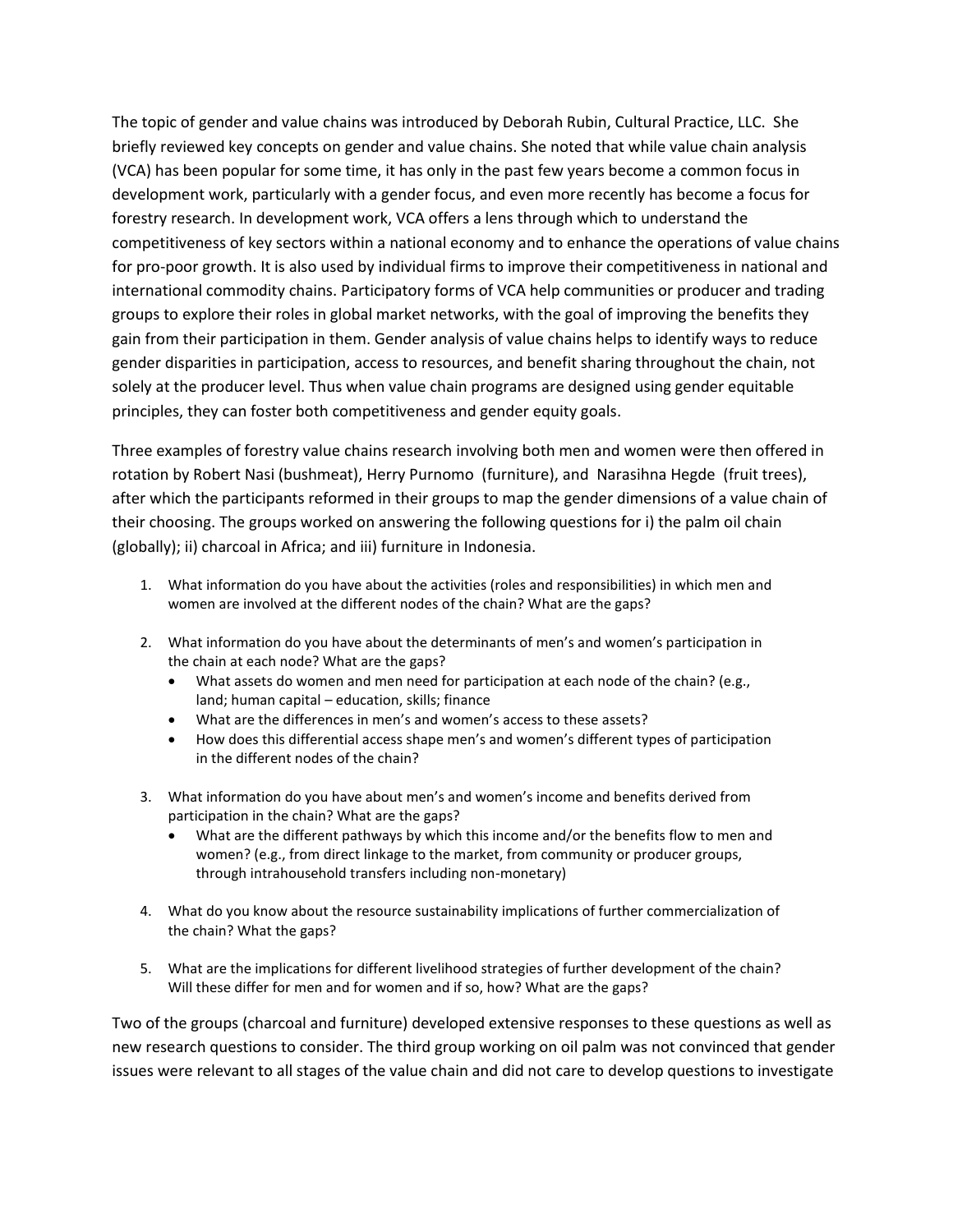The topic of gender and value chains was introduced by Deborah Rubin, Cultural Practice, LLC. She briefly reviewed key concepts on gender and value chains. She noted that while value chain analysis (VCA) has been popular for some time, it has only in the past few years become a common focus in development work, particularly with a gender focus, and even more recently has become a focus for forestry research. In development work, VCA offers a lens through which to understand the competitiveness of key sectors within a national economy and to enhance the operations of value chains for pro-poor growth. It is also used by individual firms to improve their competitiveness in national and international commodity chains. Participatory forms of VCA help communities or producer and trading groups to explore their roles in global market networks, with the goal of improving the benefits they gain from their participation in them. Gender analysis of value chains helps to identify ways to reduce gender disparities in participation, access to resources, and benefit sharing throughout the chain, not solely at the producer level. Thus when value chain programs are designed using gender equitable principles, they can foster both competitiveness and gender equity goals.

Three examples of forestry value chains research involving both men and women were then offered in rotation by Robert Nasi (bushmeat), Herry Purnomo (furniture), and Narasihna Hegde (fruit trees), after which the participants reformed in their groups to map the gender dimensions of a value chain of their choosing. The groups worked on answering the following questions for i) the palm oil chain (globally); ii) charcoal in Africa; and iii) furniture in Indonesia.

1. What information do you have about the activities (roles and responsibilities) in which men and women are involved at the different nodes of the chain? What are the gaps?

2. What information do you have about the determinants of men's and women's participation in the chain at each node? What are the gaps?
   - What assets do women and men need for participation at each node of the chain? (e.g., land; human capital – education, skills; finance
   - What are the differences in men's and women's access to these assets?
   - How does this differential access shape men's and women's different types of participation in the different nodes of the chain?

3. What information do you have about men's and women's income and benefits derived from participation in the chain? What are the gaps?
   - What are the different pathways by which this income and/or the benefits flow to men and women? (e.g., from direct linkage to the market, from community or producer groups, through intrahousehold transfers including non-monetary)

4. What do you know about the resource sustainability implications of further commercialization of the chain? What the gaps?

5. What are the implications for different livelihood strategies of further development of the chain? Will these differ for men and for women and if so, how? What are the gaps?

Two of the groups (charcoal and furniture) developed extensive responses to these questions as well as new research questions to consider. The third group working on oil palm was not convinced that gender issues were relevant to all stages of the value chain and did not care to develop questions to investigate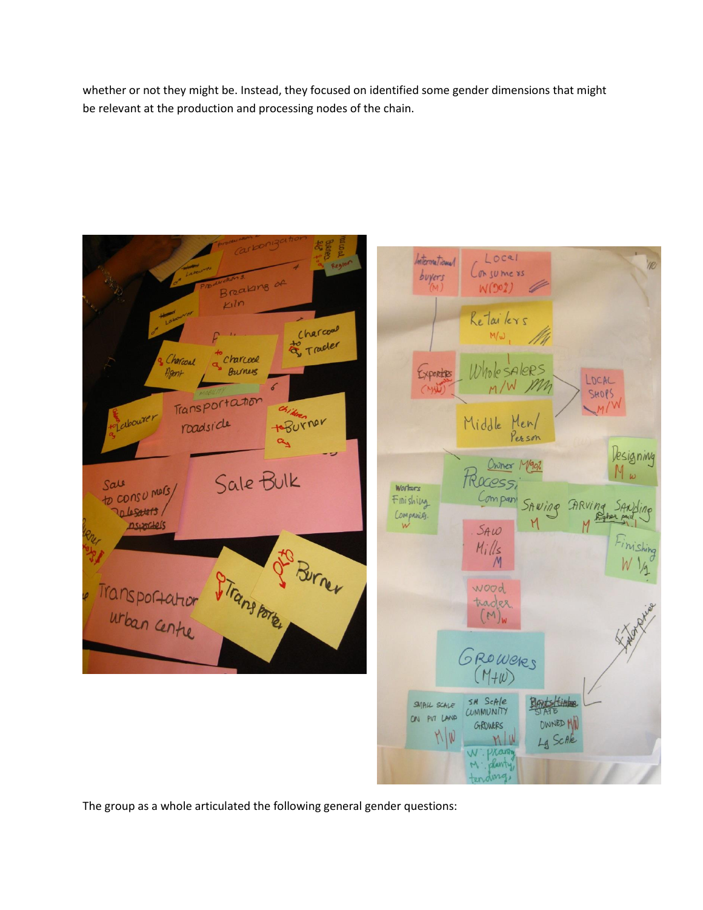whether or not they might be. Instead, they focused on identified some gender dimensions that might be relevant at the production and processing nodes of the chain.

The group as a whole articulated the following general gender questions: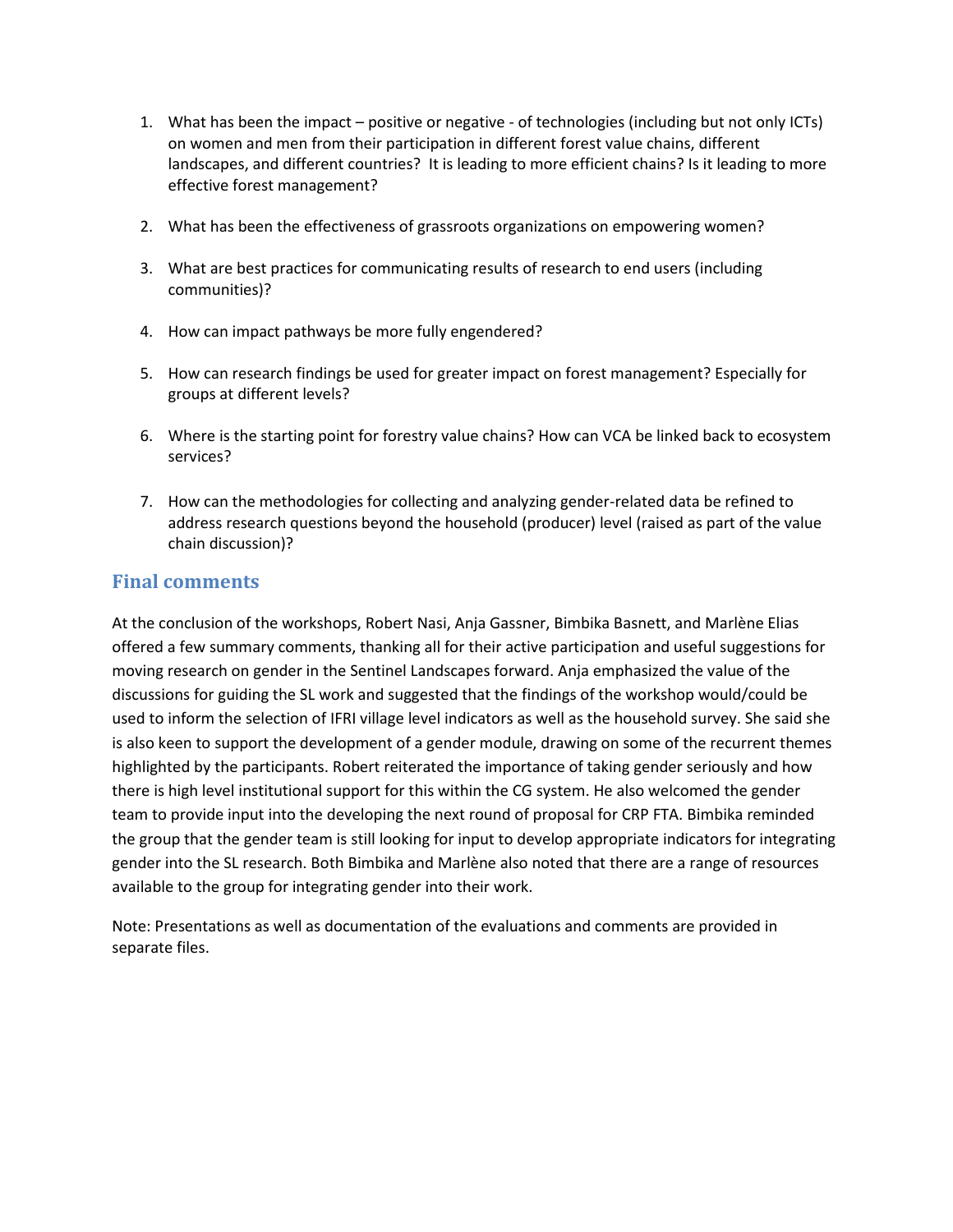1. What has been the impact – positive or negative - of technologies (including but not only ICTs) on women and men from their participation in different forest value chains, different landscapes, and different countries? It is leading to more efficient chains? Is it leading to more effective forest management?

2. What has been the effectiveness of grassroots organizations on empowering women?

3. What are best practices for communicating results of research to end users (including communities)?

4. How can impact pathways be more fully engendered?

5. How can research findings be used for greater impact on forest management? Especially for groups at different levels?

6. Where is the starting point for forestry value chains? How can VCA be linked back to ecosystem services?

7. How can the methodologies for collecting and analyzing gender-related data be refined to address research questions beyond the household (producer) level (raised as part of the value chain discussion)?

## Final comments

At the conclusion of the workshops, Robert Nasi, Anja Gassner, Bimbika Basnett, and Marlène Elias offered a few summary comments, thanking all for their active participation and useful suggestions for moving research on gender in the Sentinel Landscapes forward. Anja emphasized the value of the discussions for guiding the SL work and suggested that the findings of the workshop would/could be used to inform the selection of IFRI village level indicators as well as the household survey. She said she is also keen to support the development of a gender module, drawing on some of the recurrent themes highlighted by the participants. Robert reiterated the importance of taking gender seriously and how there is high level institutional support for this within the CG system. He also welcomed the gender team to provide input into the developing the next round of proposal for CRP FTA. Bimbika reminded the group that the gender team is still looking for input to develop appropriate indicators for integrating gender into the SL research. Both Bimbika and Marlène also noted that there are a range of resources available to the group for integrating gender into their work.

Note: Presentations as well as documentation of the evaluations and comments are provided in separate files.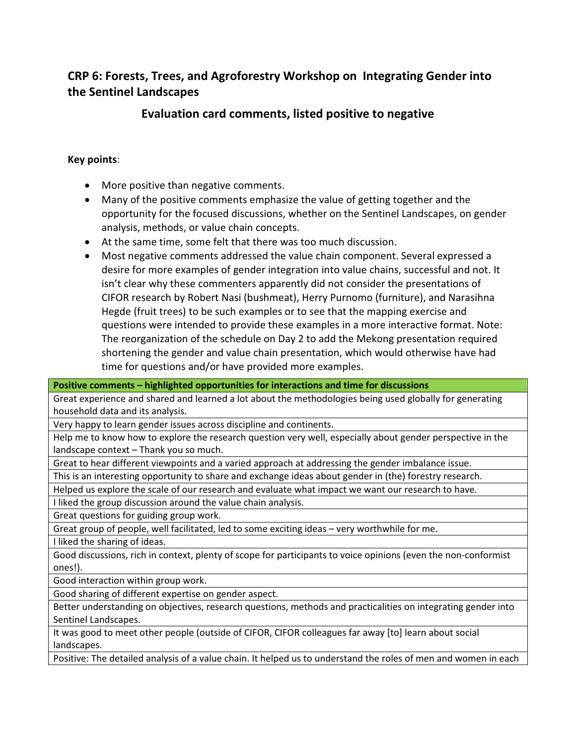## CRP 6: Forests, Trees, and Agroforestry Workshop on Integrating Gender into the Sentinel Landscapes

### Evaluation card comments, listed positive to negative

**Key points**:

- More positive than negative comments.
- Many of the positive comments emphasize the value of getting together and the opportunity for the focused discussions, whether on the Sentinel Landscapes, on gender analysis, methods, or value chain concepts.
- At the same time, some felt that there was too much discussion.
- Most negative comments addressed the value chain component. Several expressed a desire for more examples of gender integration into value chains, successful and not. It isn't clear why these commenters apparently did not consider the presentations of CIFOR research by Robert Nasi (bushmeat), Herry Purnomo (furniture), and Narasihna Hegde (fruit trees) to be such examples or to see that the mapping exercise and questions were intended to provide these examples in a more interactive format. Note: The reorganization of the schedule on Day 2 to add the Mekong presentation required shortening the gender and value chain presentation, which would otherwise have had time for questions and/or have provided more examples.

| **Positive comments – highlighted opportunities for interactions and time for discussions** |
|---|
| Great experience and shared and learned a lot about the methodologies being used globally for generating household data and its analysis. |
| Very happy to learn gender issues across discipline and continents. |
| Help me to know how to explore the research question very well, especially about gender perspective in the landscape context – Thank you so much. |
| Great to hear different viewpoints and a varied approach at addressing the gender imbalance issue. |
| This is an interesting opportunity to share and exchange ideas about gender in (the) forestry research. |
| Helped us explore the scale of our research and evaluate what impact we want our research to have. |
| I liked the group discussion around the value chain analysis. |
| Great questions for guiding group work. |
| Great group of people, well facilitated, led to some exciting ideas – very worthwhile for me. |
| I liked the sharing of ideas. |
| Good discussions, rich in context, plenty of scope for participants to voice opinions (even the non-conformist ones!). |
| Good interaction within group work. |
| Good sharing of different expertise on gender aspect. |
| Better understanding on objectives, research questions, methods and practicalities on integrating gender into Sentinel Landscapes. |
| It was good to meet other people (outside of CIFOR, CIFOR colleagues far away [to] learn about social landscapes. |
| Positive: The detailed analysis of a value chain. It helped us to understand the roles of men and women in each |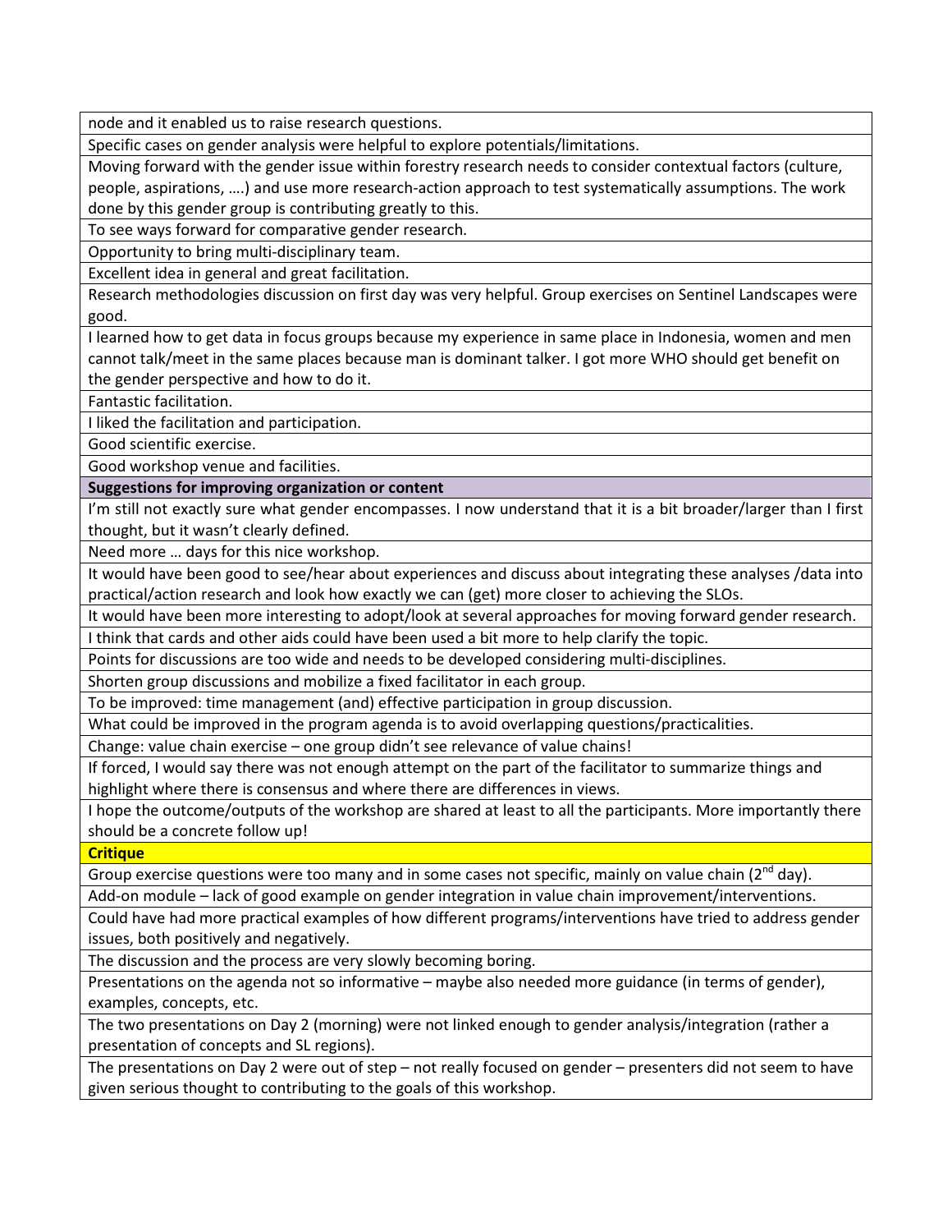| node and it enabled us to raise research questions. |
|---|
| Specific cases on gender analysis were helpful to explore potentials/limitations. |
| Moving forward with the gender issue within forestry research needs to consider contextual factors (culture, people, aspirations, ….) and use more research-action approach to test systematically assumptions. The work done by this gender group is contributing greatly to this. |
| To see ways forward for comparative gender research. |
| Opportunity to bring multi-disciplinary team. |
| Excellent idea in general and great facilitation. |
| Research methodologies discussion on first day was very helpful. Group exercises on Sentinel Landscapes were good. |
| I learned how to get data in focus groups because my experience in same place in Indonesia, women and men cannot talk/meet in the same places because man is dominant talker. I got more WHO should get benefit on the gender perspective and how to do it. |
| Fantastic facilitation. |
| I liked the facilitation and participation. |
| Good scientific exercise. |
| Good workshop venue and facilities. |
| **Suggestions for improving organization or content** |
| I'm still not exactly sure what gender encompasses. I now understand that it is a bit broader/larger than I first thought, but it wasn't clearly defined. |
| Need more … days for this nice workshop. |
| It would have been good to see/hear about experiences and discuss about integrating these analyses /data into practical/action research and look how exactly we can (get) more closer to achieving the SLOs. |
| It would have been more interesting to adopt/look at several approaches for moving forward gender research. |
| I think that cards and other aids could have been used a bit more to help clarify the topic. |
| Points for discussions are too wide and needs to be developed considering multi-disciplines. |
| Shorten group discussions and mobilize a fixed facilitator in each group. |
| To be improved: time management (and) effective participation in group discussion. |
| What could be improved in the program agenda is to avoid overlapping questions/practicalities. |
| Change: value chain exercise – one group didn't see relevance of value chains! |
| If forced, I would say there was not enough attempt on the part of the facilitator to summarize things and highlight where there is consensus and where there are differences in views. |
| I hope the outcome/outputs of the workshop are shared at least to all the participants. More importantly there should be a concrete follow up! |
| **Critique** |
| Group exercise questions were too many and in some cases not specific, mainly on value chain (2nd day). |
| Add-on module – lack of good example on gender integration in value chain improvement/interventions. |
| Could have had more practical examples of how different programs/interventions have tried to address gender issues, both positively and negatively. |
| The discussion and the process are very slowly becoming boring. |
| Presentations on the agenda not so informative – maybe also needed more guidance (in terms of gender), examples, concepts, etc. |
| The two presentations on Day 2 (morning) were not linked enough to gender analysis/integration (rather a presentation of concepts and SL regions). |
| The presentations on Day 2 were out of step – not really focused on gender – presenters did not seem to have given serious thought to contributing to the goals of this workshop. |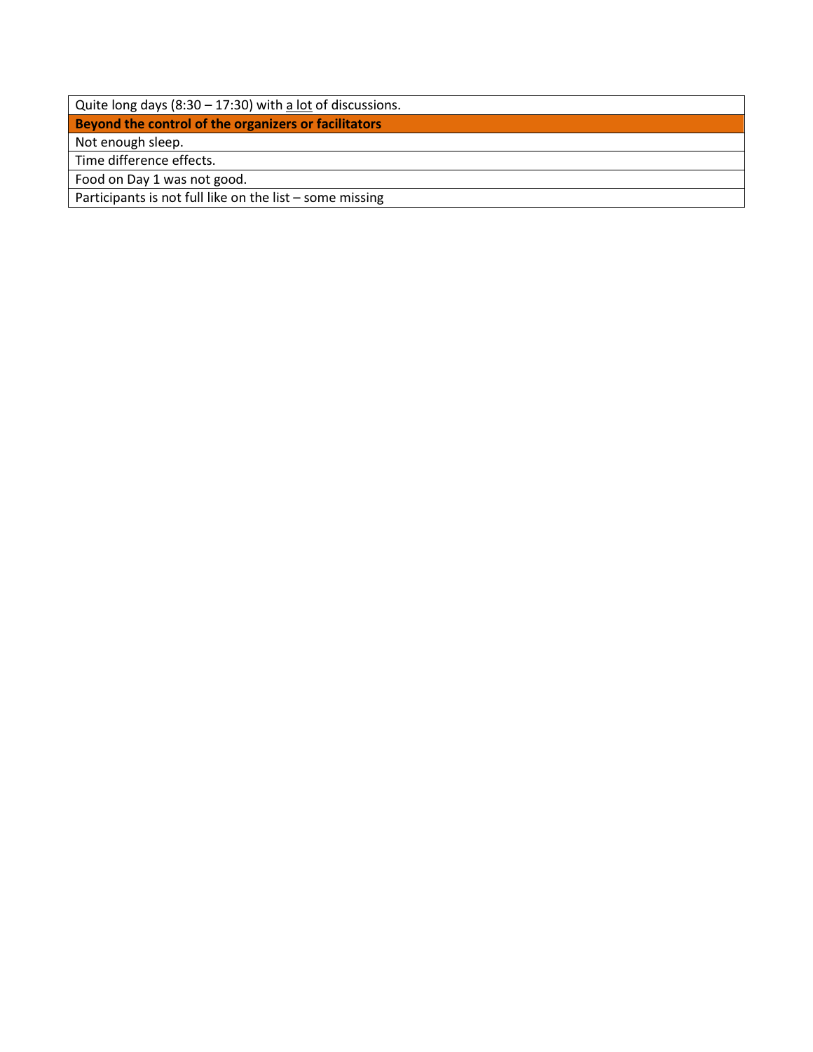| Quite long days (8:30 – 17:30) with <u>a lot</u> of discussions. |
| --- |
| **Beyond the control of the organizers or facilitators** |
| Not enough sleep. |
| Time difference effects. |
| Food on Day 1 was not good. |
| Participants is not full like on the list – some missing |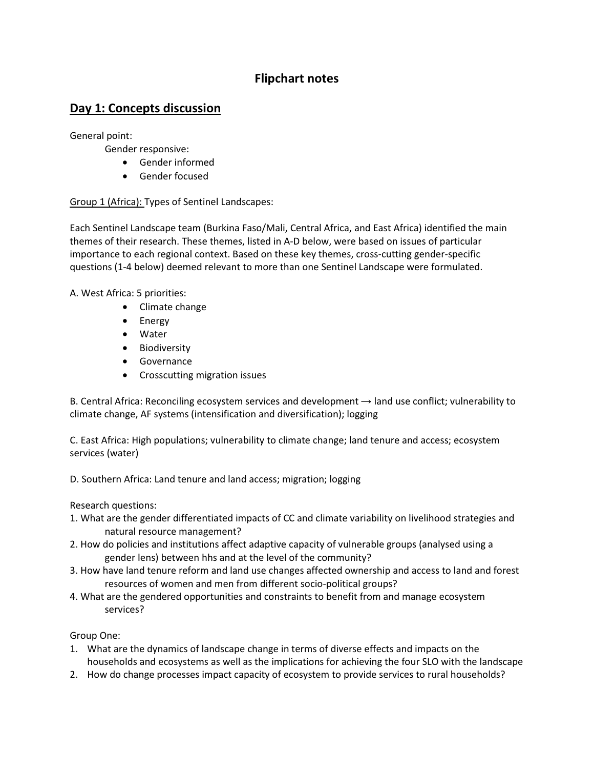# Flipchart notes

## Day 1: Concepts discussion

General point:

Gender responsive:

- Gender informed
- Gender focused

Group 1 (Africa): Types of Sentinel Landscapes:

Each Sentinel Landscape team (Burkina Faso/Mali, Central Africa, and East Africa) identified the main themes of their research. These themes, listed in A-D below, were based on issues of particular importance to each regional context. Based on these key themes, cross-cutting gender-specific questions (1-4 below) deemed relevant to more than one Sentinel Landscape were formulated.

A. West Africa: 5 priorities:

- Climate change
- Energy
- Water
- Biodiversity
- Governance
- Crosscutting migration issues

B. Central Africa: Reconciling ecosystem services and development → land use conflict; vulnerability to climate change, AF systems (intensification and diversification); logging

C. East Africa: High populations; vulnerability to climate change; land tenure and access; ecosystem services (water)

D. Southern Africa: Land tenure and land access; migration; logging

Research questions:

1. What are the gender differentiated impacts of CC and climate variability on livelihood strategies and natural resource management?
2. How do policies and institutions affect adaptive capacity of vulnerable groups (analysed using a gender lens) between hhs and at the level of the community?
3. How have land tenure reform and land use changes affected ownership and access to land and forest resources of women and men from different socio-political groups?
4. What are the gendered opportunities and constraints to benefit from and manage ecosystem services?

Group One:

1. What are the dynamics of landscape change in terms of diverse effects and impacts on the households and ecosystems as well as the implications for achieving the four SLO with the landscape
2. How do change processes impact capacity of ecosystem to provide services to rural households?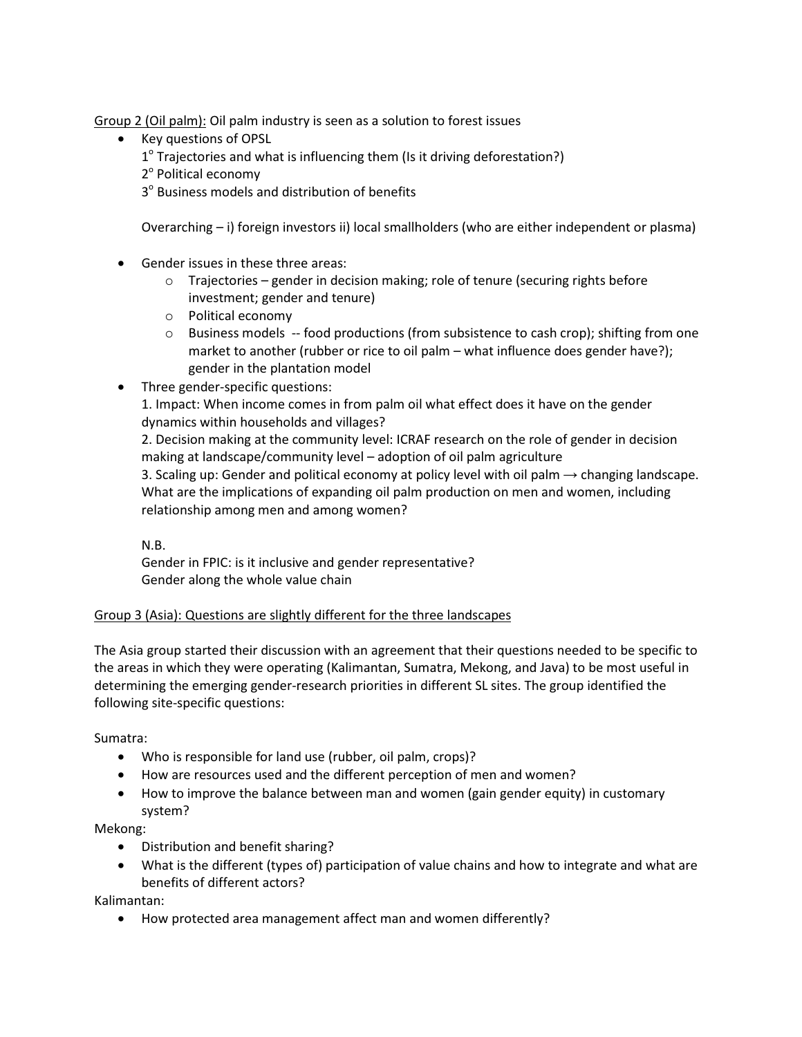Group 2 (Oil palm): Oil palm industry is seen as a solution to forest issues

- Key questions of OPSL

  1° Trajectories and what is influencing them (Is it driving deforestation?)

  2° Political economy

  3° Business models and distribution of benefits

  Overarching – i) foreign investors ii) local smallholders (who are either independent or plasma)

- Gender issues in these three areas:
  - Trajectories – gender in decision making; role of tenure (securing rights before investment; gender and tenure)
  - Political economy
  - Business models -- food productions (from subsistence to cash crop); shifting from one market to another (rubber or rice to oil palm – what influence does gender have?); gender in the plantation model
- Three gender-specific questions:

  1. Impact: When income comes in from palm oil what effect does it have on the gender dynamics within households and villages?

  2. Decision making at the community level: ICRAF research on the role of gender in decision making at landscape/community level – adoption of oil palm agriculture

  3. Scaling up: Gender and political economy at policy level with oil palm → changing landscape. What are the implications of expanding oil palm production on men and women, including relationship among men and among women?

  N.B.

  Gender in FPIC: is it inclusive and gender representative?

  Gender along the whole value chain

Group 3 (Asia): Questions are slightly different for the three landscapes

The Asia group started their discussion with an agreement that their questions needed to be specific to the areas in which they were operating (Kalimantan, Sumatra, Mekong, and Java) to be most useful in determining the emerging gender-research priorities in different SL sites. The group identified the following site-specific questions:

Sumatra:

- Who is responsible for land use (rubber, oil palm, crops)?
- How are resources used and the different perception of men and women?
- How to improve the balance between man and women (gain gender equity) in customary system?

Mekong:

- Distribution and benefit sharing?
- What is the different (types of) participation of value chains and how to integrate and what are benefits of different actors?

Kalimantan:

- How protected area management affect man and women differently?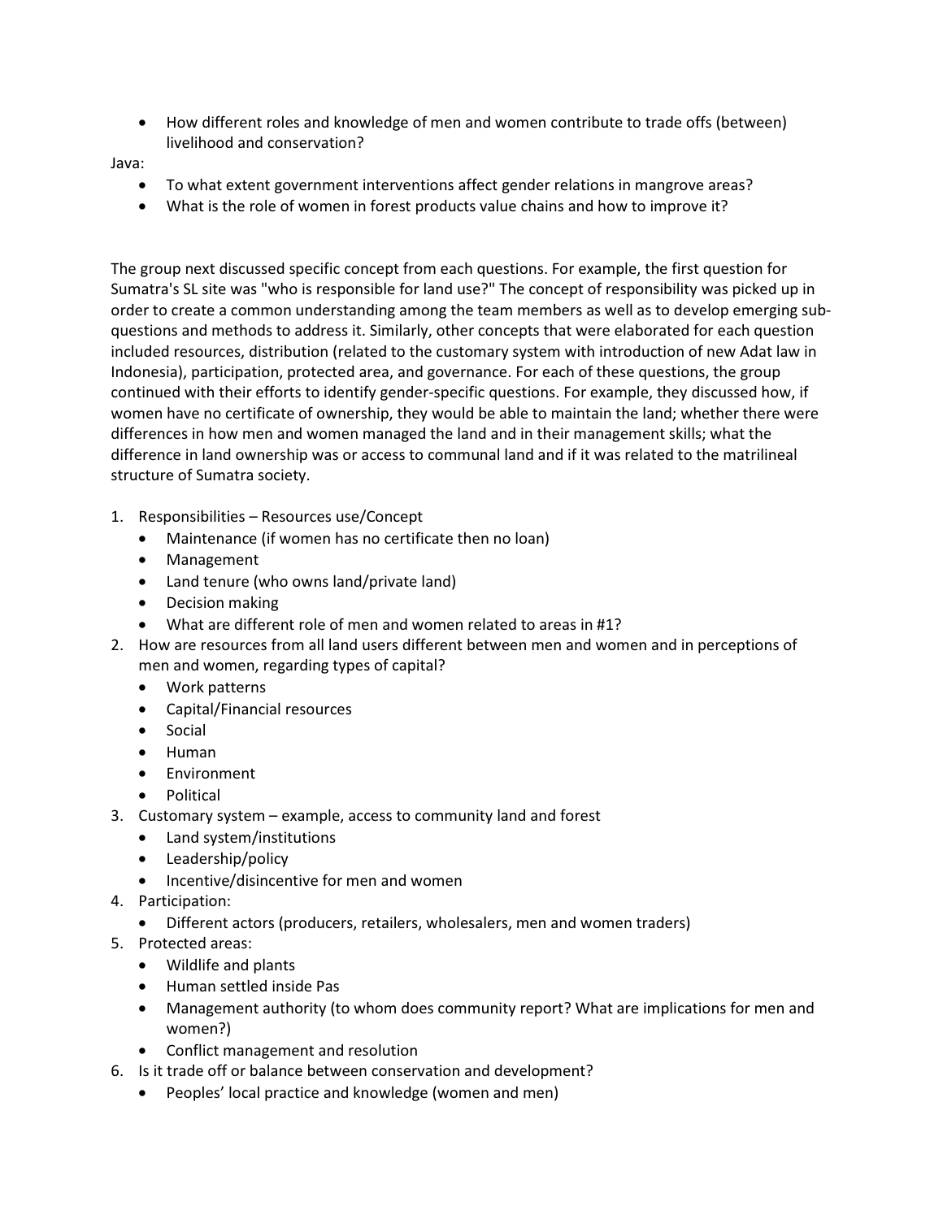- How different roles and knowledge of men and women contribute to trade offs (between) livelihood and conservation?

Java:

- To what extent government interventions affect gender relations in mangrove areas?
- What is the role of women in forest products value chains and how to improve it?

The group next discussed specific concept from each questions. For example, the first question for Sumatra's SL site was "who is responsible for land use?" The concept of responsibility was picked up in order to create a common understanding among the team members as well as to develop emerging sub-questions and methods to address it. Similarly, other concepts that were elaborated for each question included resources, distribution (related to the customary system with introduction of new Adat law in Indonesia), participation, protected area, and governance. For each of these questions, the group continued with their efforts to identify gender-specific questions. For example, they discussed how, if women have no certificate of ownership, they would be able to maintain the land; whether there were differences in how men and women managed the land and in their management skills; what the difference in land ownership was or access to communal land and if it was related to the matrilineal structure of Sumatra society.

1. Responsibilities – Resources use/Concept
   - Maintenance (if women has no certificate then no loan)
   - Management
   - Land tenure (who owns land/private land)
   - Decision making
   - What are different role of men and women related to areas in #1?
2. How are resources from all land users different between men and women and in perceptions of men and women, regarding types of capital?
   - Work patterns
   - Capital/Financial resources
   - Social
   - Human
   - Environment
   - Political
3. Customary system – example, access to community land and forest
   - Land system/institutions
   - Leadership/policy
   - Incentive/disincentive for men and women
4. Participation:
   - Different actors (producers, retailers, wholesalers, men and women traders)
5. Protected areas:
   - Wildlife and plants
   - Human settled inside Pas
   - Management authority (to whom does community report? What are implications for men and women?)
   - Conflict management and resolution
6. Is it trade off or balance between conservation and development?
   - Peoples' local practice and knowledge (women and men)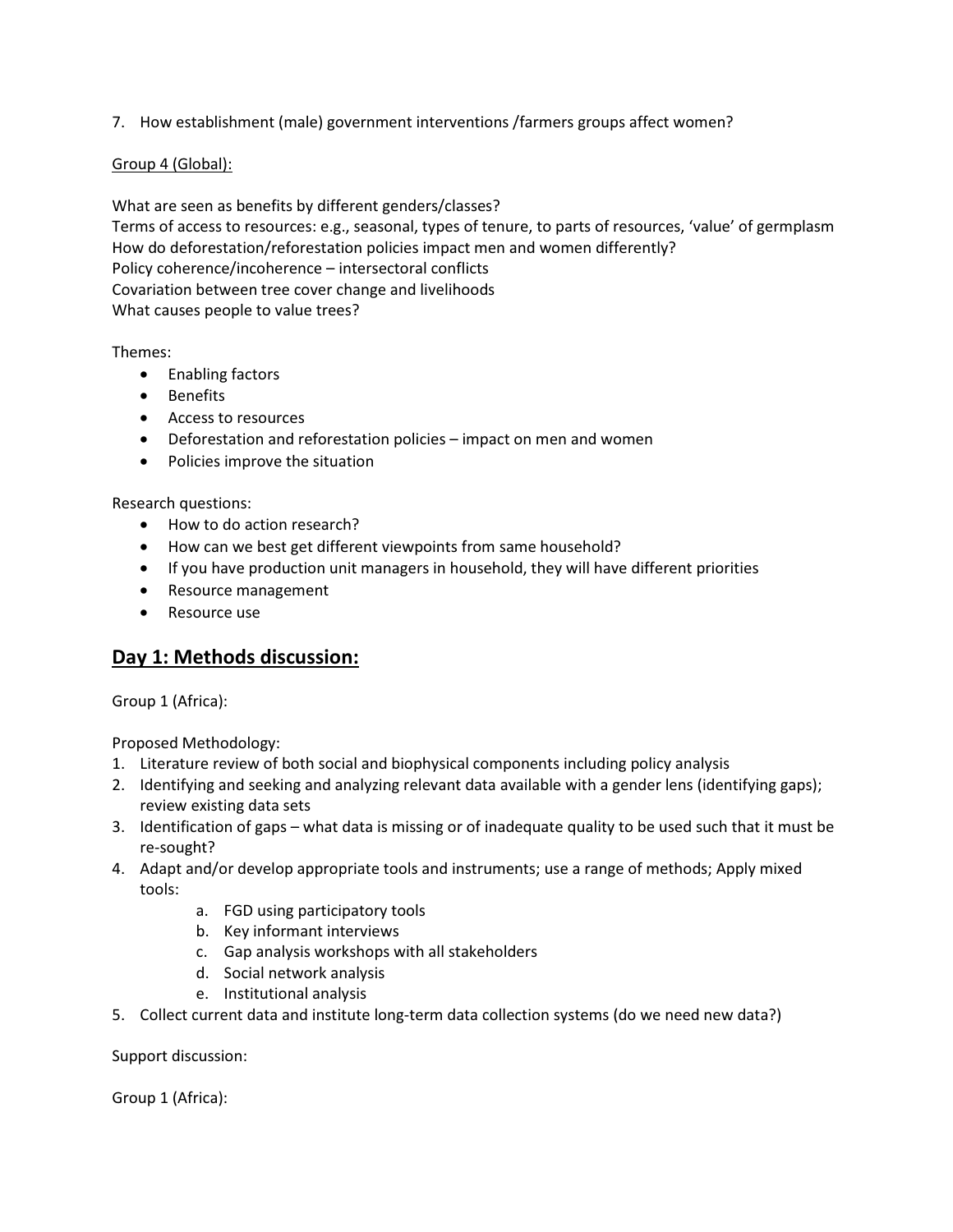7. How establishment (male) government interventions /farmers groups affect women?

Group 4 (Global):

What are seen as benefits by different genders/classes?
Terms of access to resources: e.g., seasonal, types of tenure, to parts of resources, 'value' of germplasm
How do deforestation/reforestation policies impact men and women differently?
Policy coherence/incoherence – intersectoral conflicts
Covariation between tree cover change and livelihoods
What causes people to value trees?

Themes:

- Enabling factors
- Benefits
- Access to resources
- Deforestation and reforestation policies – impact on men and women
- Policies improve the situation

Research questions:

- How to do action research?
- How can we best get different viewpoints from same household?
- If you have production unit managers in household, they will have different priorities
- Resource management
- Resource use

## Day 1: Methods discussion:

Group 1 (Africa):

Proposed Methodology:

1. Literature review of both social and biophysical components including policy analysis
2. Identifying and seeking and analyzing relevant data available with a gender lens (identifying gaps); review existing data sets
3. Identification of gaps – what data is missing or of inadequate quality to be used such that it must be re-sought?
4. Adapt and/or develop appropriate tools and instruments; use a range of methods; Apply mixed tools:
    a. FGD using participatory tools
    b. Key informant interviews
    c. Gap analysis workshops with all stakeholders
    d. Social network analysis
    e. Institutional analysis
5. Collect current data and institute long-term data collection systems (do we need new data?)

Support discussion:

Group 1 (Africa):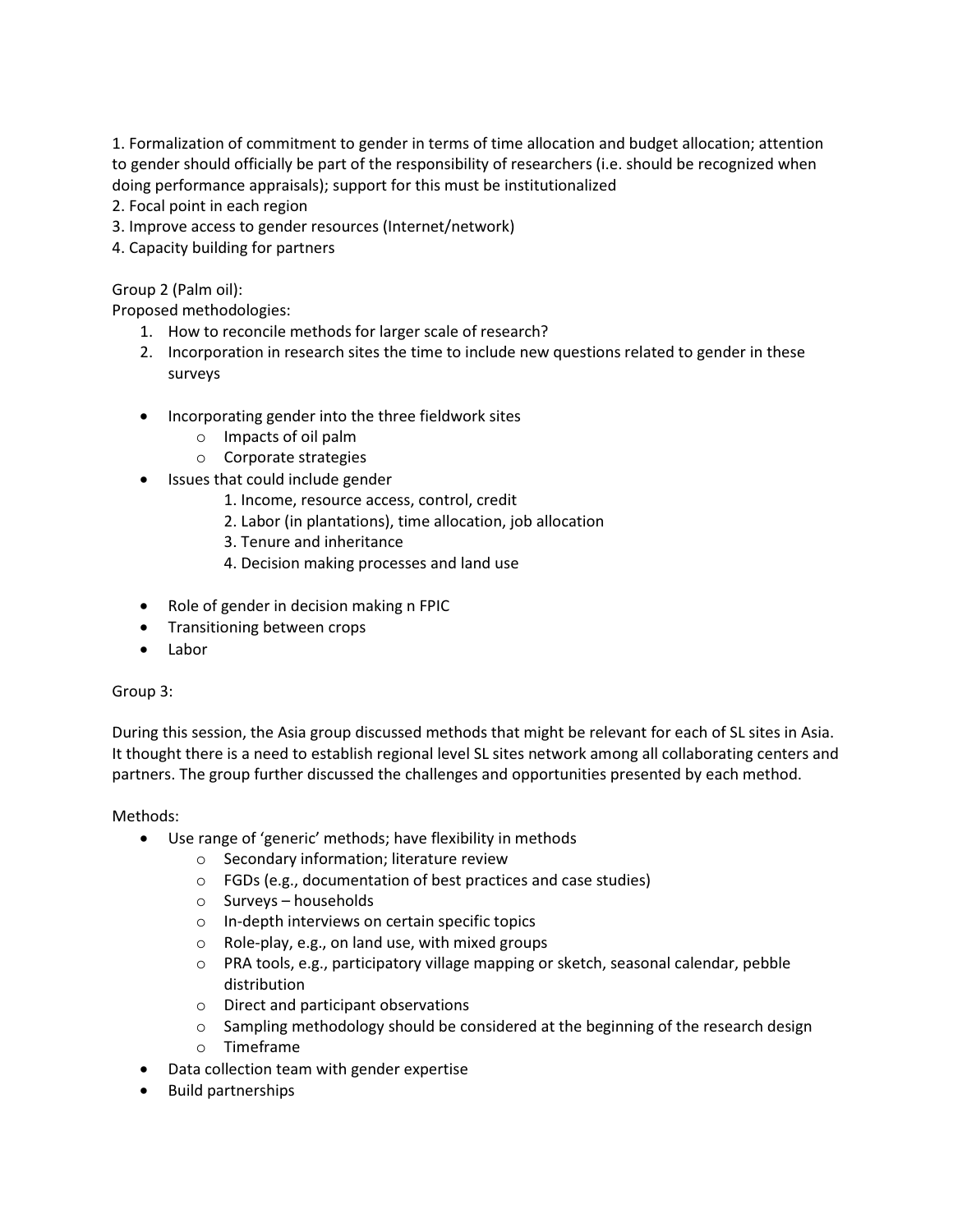1. Formalization of commitment to gender in terms of time allocation and budget allocation; attention to gender should officially be part of the responsibility of researchers (i.e. should be recognized when doing performance appraisals); support for this must be institutionalized
2. Focal point in each region
3. Improve access to gender resources (Internet/network)
4. Capacity building for partners

Group 2 (Palm oil):
Proposed methodologies:

1. How to reconcile methods for larger scale of research?
2. Incorporation in research sites the time to include new questions related to gender in these surveys

- Incorporating gender into the three fieldwork sites
  - Impacts of oil palm
  - Corporate strategies
- Issues that could include gender
  1. Income, resource access, control, credit
  2. Labor (in plantations), time allocation, job allocation
  3. Tenure and inheritance
  4. Decision making processes and land use

- Role of gender in decision making n FPIC
- Transitioning between crops
- Labor

Group 3:

During this session, the Asia group discussed methods that might be relevant for each of SL sites in Asia. It thought there is a need to establish regional level SL sites network among all collaborating centers and partners. The group further discussed the challenges and opportunities presented by each method.

Methods:

- Use range of 'generic' methods; have flexibility in methods
  - Secondary information; literature review
  - FGDs (e.g., documentation of best practices and case studies)
  - Surveys – households
  - In-depth interviews on certain specific topics
  - Role-play, e.g., on land use, with mixed groups
  - PRA tools, e.g., participatory village mapping or sketch, seasonal calendar, pebble distribution
  - Direct and participant observations
  - Sampling methodology should be considered at the beginning of the research design
  - Timeframe
- Data collection team with gender expertise
- Build partnerships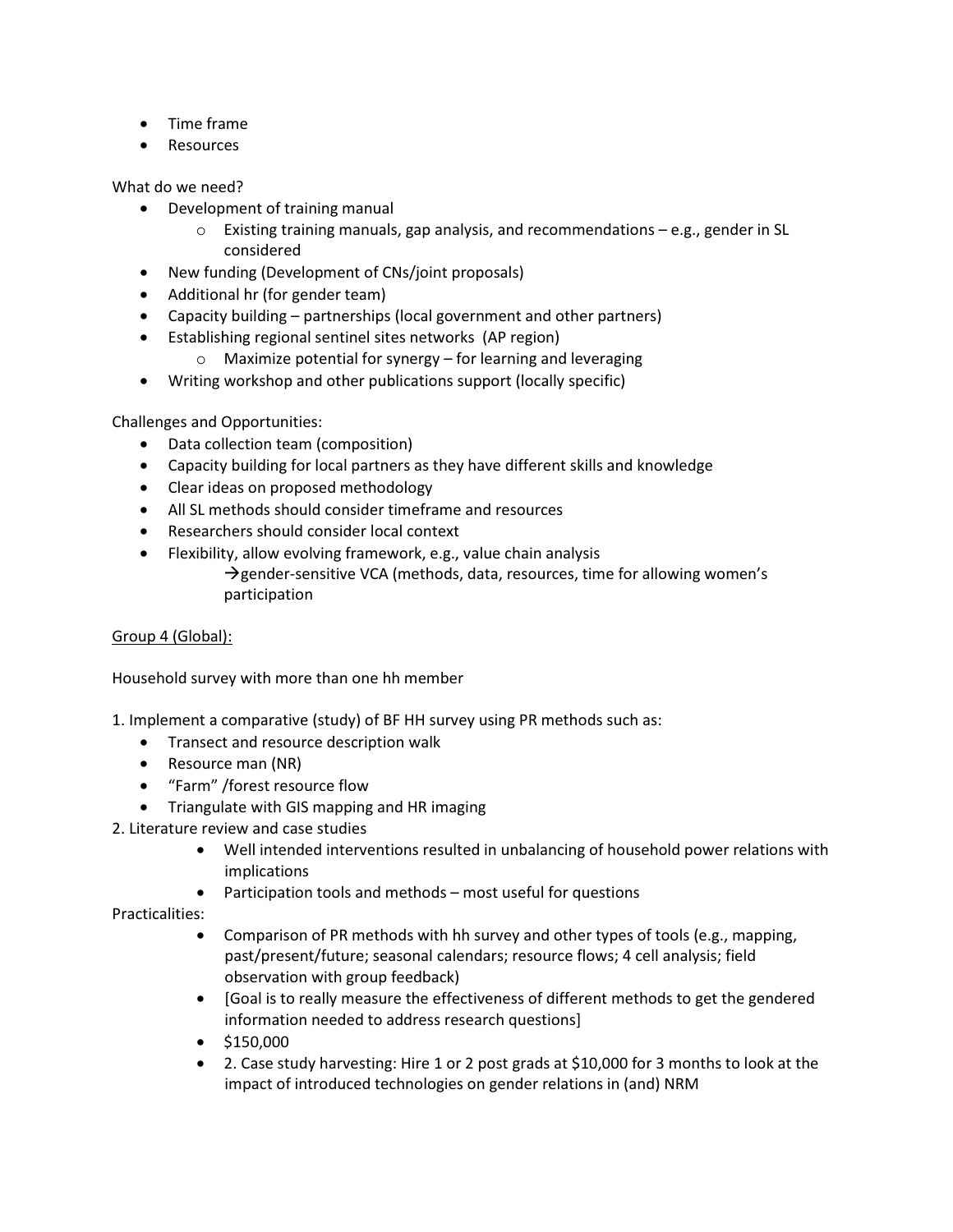- Time frame
- Resources

What do we need?

- Development of training manual
    - Existing training manuals, gap analysis, and recommendations – e.g., gender in SL considered
- New funding (Development of CNs/joint proposals)
- Additional hr (for gender team)
- Capacity building – partnerships (local government and other partners)
- Establishing regional sentinel sites networks (AP region)
    - Maximize potential for synergy – for learning and leveraging
- Writing workshop and other publications support (locally specific)

Challenges and Opportunities:

- Data collection team (composition)
- Capacity building for local partners as they have different skills and knowledge
- Clear ideas on proposed methodology
- All SL methods should consider timeframe and resources
- Researchers should consider local context
- Flexibility, allow evolving framework, e.g., value chain analysis
    →gender-sensitive VCA (methods, data, resources, time for allowing women's participation

<u>Group 4 (Global):</u>

Household survey with more than one hh member

1. Implement a comparative (study) of BF HH survey using PR methods such as:
    - Transect and resource description walk
    - Resource man (NR)
    - "Farm" /forest resource flow
    - Triangulate with GIS mapping and HR imaging
2. Literature review and case studies
    - Well intended interventions resulted in unbalancing of household power relations with implications
    - Participation tools and methods – most useful for questions

Practicalities:

- Comparison of PR methods with hh survey and other types of tools (e.g., mapping, past/present/future; seasonal calendars; resource flows; 4 cell analysis; field observation with group feedback)
- [Goal is to really measure the effectiveness of different methods to get the gendered information needed to address research questions]
- $150,000
- 2. Case study harvesting: Hire 1 or 2 post grads at $10,000 for 3 months to look at the impact of introduced technologies on gender relations in (and) NRM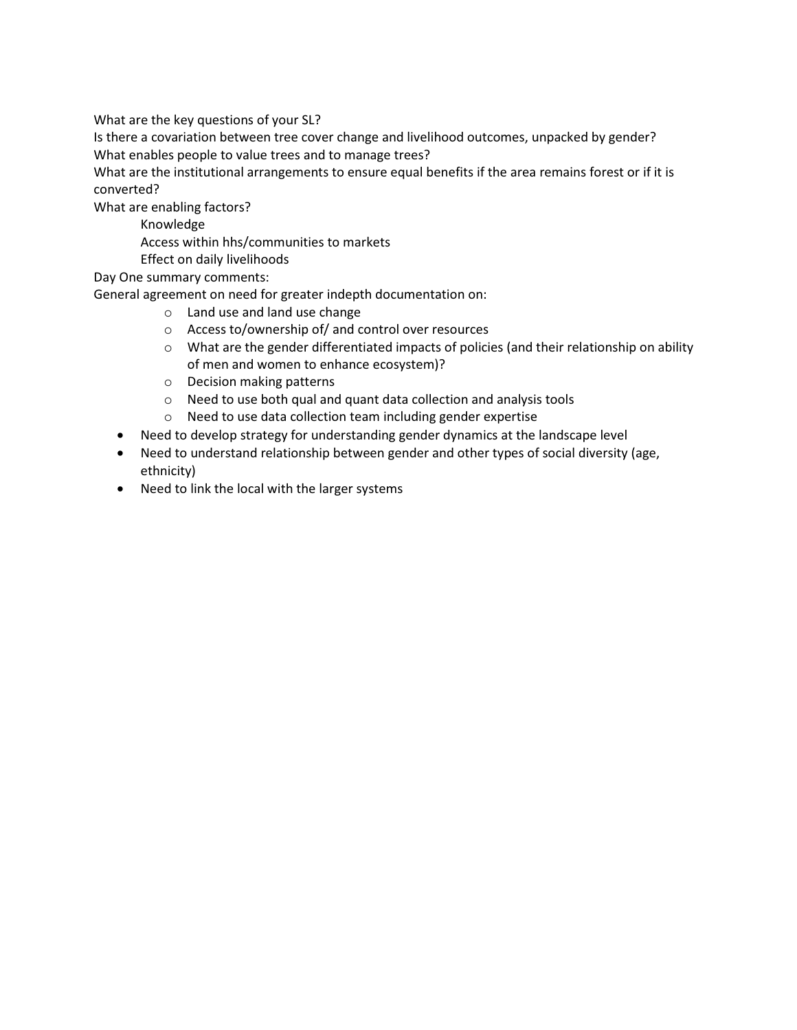What are the key questions of your SL?

Is there a covariation between tree cover change and livelihood outcomes, unpacked by gender?

What enables people to value trees and to manage trees?

What are the institutional arrangements to ensure equal benefits if the area remains forest or if it is converted?

What are enabling factors?

- Knowledge
- Access within hhs/communities to markets
- Effect on daily livelihoods

Day One summary comments:

General agreement on need for greater indepth documentation on:

- Land use and land use change
- Access to/ownership of/ and control over resources
- What are the gender differentiated impacts of policies (and their relationship on ability of men and women to enhance ecosystem)?
- Decision making patterns
- Need to use both qual and quant data collection and analysis tools
- Need to use data collection team including gender expertise

- Need to develop strategy for understanding gender dynamics at the landscape level
- Need to understand relationship between gender and other types of social diversity (age, ethnicity)
- Need to link the local with the larger systems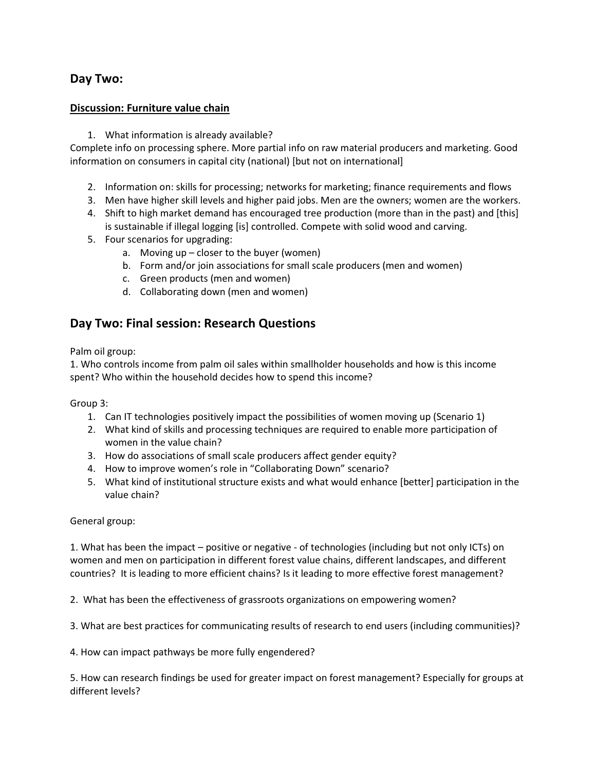## Day Two:

### Discussion: Furniture value chain

1. What information is already available?

Complete info on processing sphere. More partial info on raw material producers and marketing. Good information on consumers in capital city (national) [but not on international]

2. Information on: skills for processing; networks for marketing; finance requirements and flows
3. Men have higher skill levels and higher paid jobs. Men are the owners; women are the workers.
4. Shift to high market demand has encouraged tree production (more than in the past) and [this] is sustainable if illegal logging [is] controlled. Compete with solid wood and carving.
5. Four scenarios for upgrading:
    a. Moving up – closer to the buyer (women)
    b. Form and/or join associations for small scale producers (men and women)
    c. Green products (men and women)
    d. Collaborating down (men and women)

## Day Two: Final session: Research Questions

Palm oil group:

1. Who controls income from palm oil sales within smallholder households and how is this income spent? Who within the household decides how to spend this income?

Group 3:

1. Can IT technologies positively impact the possibilities of women moving up (Scenario 1)
2. What kind of skills and processing techniques are required to enable more participation of women in the value chain?
3. How do associations of small scale producers affect gender equity?
4. How to improve women's role in "Collaborating Down" scenario?
5. What kind of institutional structure exists and what would enhance [better] participation in the value chain?

General group:

1. What has been the impact – positive or negative - of technologies (including but not only ICTs) on women and men on participation in different forest value chains, different landscapes, and different countries? It is leading to more efficient chains? Is it leading to more effective forest management?

2. What has been the effectiveness of grassroots organizations on empowering women?

3. What are best practices for communicating results of research to end users (including communities)?

4. How can impact pathways be more fully engendered?

5. How can research findings be used for greater impact on forest management? Especially for groups at different levels?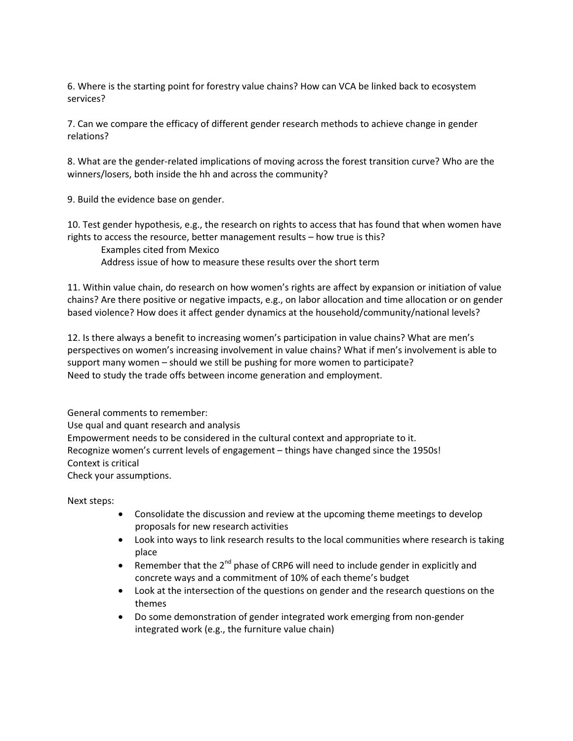6. Where is the starting point for forestry value chains? How can VCA be linked back to ecosystem services?

7. Can we compare the efficacy of different gender research methods to achieve change in gender relations?

8. What are the gender-related implications of moving across the forest transition curve? Who are the winners/losers, both inside the hh and across the community?

9. Build the evidence base on gender.

10. Test gender hypothesis, e.g., the research on rights to access that has found that when women have rights to access the resource, better management results – how true is this?

Examples cited from Mexico

Address issue of how to measure these results over the short term

11. Within value chain, do research on how women's rights are affect by expansion or initiation of value chains? Are there positive or negative impacts, e.g., on labor allocation and time allocation or on gender based violence? How does it affect gender dynamics at the household/community/national levels?

12. Is there always a benefit to increasing women's participation in value chains? What are men's perspectives on women's increasing involvement in value chains? What if men's involvement is able to support many women – should we still be pushing for more women to participate?
Need to study the trade offs between income generation and employment.

General comments to remember:
Use qual and quant research and analysis
Empowerment needs to be considered in the cultural context and appropriate to it.
Recognize women's current levels of engagement – things have changed since the 1950s!
Context is critical
Check your assumptions.

Next steps:

- Consolidate the discussion and review at the upcoming theme meetings to develop proposals for new research activities
- Look into ways to link research results to the local communities where research is taking place
- Remember that the 2nd phase of CRP6 will need to include gender in explicitly and concrete ways and a commitment of 10% of each theme's budget
- Look at the intersection of the questions on gender and the research questions on the themes
- Do some demonstration of gender integrated work emerging from non-gender integrated work (e.g., the furniture value chain)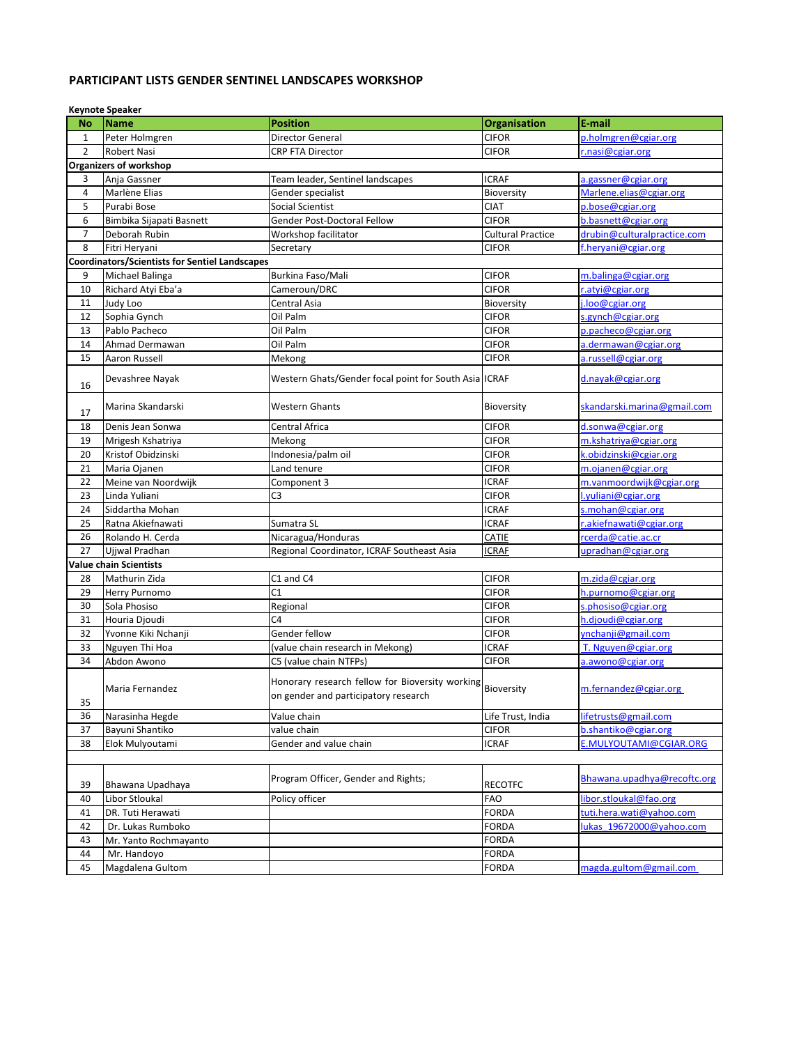# PARTICIPANT LISTS GENDER SENTINEL LANDSCAPES WORKSHOP

**Keynote Speaker**

| No | Name | Position | Organisation | E-mail |
|---|---|---|---|---|
| 1 | Peter Holmgren | Director General | CIFOR | p.holmgren@cgiar.org |
| 2 | Robert Nasi | CRP FTA Director | CIFOR | r.nasi@cgiar.org |
| **Organizers of workshop** | | | | |
| 3 | Anja Gassner | Team leader, Sentinel landscapes | ICRAF | a.gassner@cgiar.org |
| 4 | Marlène Elias | Gender specialist | Bioversity | Marlene.elias@cgiar.org |
| 5 | Purabi Bose | Social Scientist | CIAT | p.bose@cgiar.org |
| 6 | Bimbika Sijapati Basnett | Gender Post-Doctoral Fellow | CIFOR | b.basnett@cgiar.org |
| 7 | Deborah Rubin | Workshop facilitator | Cultural Practice | drubin@culturalpractice.com |
| 8 | Fitri Heryani | Secretary | CIFOR | f.heryani@cgiar.org |
| **Coordinators/Scientists for Sentiel Landscapes** | | | | |
| 9 | Michael Balinga | Burkina Faso/Mali | CIFOR | m.balinga@cgiar.org |
| 10 | Richard Atyi Eba'a | Cameroun/DRC | CIFOR | r.atyi@cgiar.org |
| 11 | Judy Loo | Central Asia | Bioversity | j.loo@cgiar.org |
| 12 | Sophia Gynch | Oil Palm | CIFOR | s.gynch@cgiar.org |
| 13 | Pablo Pacheco | Oil Palm | CIFOR | p.pacheco@cgiar.org |
| 14 | Ahmad Dermawan | Oil Palm | CIFOR | a.dermawan@cgiar.org |
| 15 | Aaron Russell | Mekong | CIFOR | a.russell@cgiar.org |
| 16 | Devashree Nayak | Western Ghats/Gender focal point for South Asia | ICRAF | d.nayak@cgiar.org |
| 17 | Marina Skandarski | Western Ghants | Bioversity | skandarski.marina@gmail.com |
| 18 | Denis Jean Sonwa | Central Africa | CIFOR | d.sonwa@cgiar.org |
| 19 | Mrigesh Kshatriya | Mekong | CIFOR | m.kshatriya@cgiar.org |
| 20 | Kristof Obidzinski | Indonesia/palm oil | CIFOR | k.obidzinski@cgiar.org |
| 21 | Maria Ojanen | Land tenure | CIFOR | m.ojanen@cgiar.org |
| 22 | Meine van Noordwijk | Component 3 | ICRAF | m.vanmoordwijk@cgiar.org |
| 23 | Linda Yuliani | C3 | CIFOR | l.yuliani@cgiar.org |
| 24 | Siddartha Mohan | | ICRAF | s.mohan@cgiar.org |
| 25 | Ratna Akiefnawati | Sumatra SL | ICRAF | r.akiefnawati@cgiar.org |
| 26 | Rolando H. Cerda | Nicaragua/Honduras | CATIE | rcerda@catie.ac.cr |
| 27 | Ujjwal Pradhan | Regional Coordinator, ICRAF Southeast Asia | ICRAF | upradhan@cgiar.org |
| **Value chain Scientists** | | | | |
| 28 | Mathurin Zida | C1 and C4 | CIFOR | m.zida@cgiar.org |
| 29 | Herry Purnomo | C1 | CIFOR | h.purnomo@cgiar.org |
| 30 | Sola Phosiso | Regional | CIFOR | s.phosiso@cgiar.org |
| 31 | Houria Djoudi | C4 | CIFOR | h.djoudi@cgiar.org |
| 32 | Yvonne Kiki Nchanji | Gender fellow | CIFOR | ynchanji@gmail.com |
| 33 | Nguyen Thi Hoa | (value chain research in Mekong) | ICRAF | T. Nguyen@cgiar.org |
| 34 | Abdon Awono | C5 (value chain NTFPs) | CIFOR | a.awono@cgiar.org |
| 35 | Maria Fernandez | Honorary research fellow for Bioversity working on gender and participatory research | Bioversity | m.fernandez@cgiar.org |
| 36 | Narasinha Hegde | Value chain | Life Trust, India | lifetrusts@gmail.com |
| 37 | Bayuni Shantiko | value chain | CIFOR | b.shantiko@cgiar.org |
| 38 | Elok Mulyoutami | Gender and value chain | ICRAF | E.MULYOUTAMI@CGIAR.ORG |
| | | | | |
| 39 | Bhawana Upadhaya | Program Officer, Gender and Rights; | RECOTFC | Bhawana.upadhya@recoftc.org |
| 40 | Libor Stloukal | Policy officer | FAO | libor.stloukal@fao.org |
| 41 | DR. Tuti Herawati | | FORDA | tuti.hera.wati@yahoo.com |
| 42 | Dr. Lukas Rumboko | | FORDA | lukas_19672000@yahoo.com |
| 43 | Mr. Yanto Rochmayanto | | FORDA | |
| 44 | Mr. Handoyo | | FORDA | |
| 45 | Magdalena Gultom | | FORDA | magda.gultom@gmail.com |